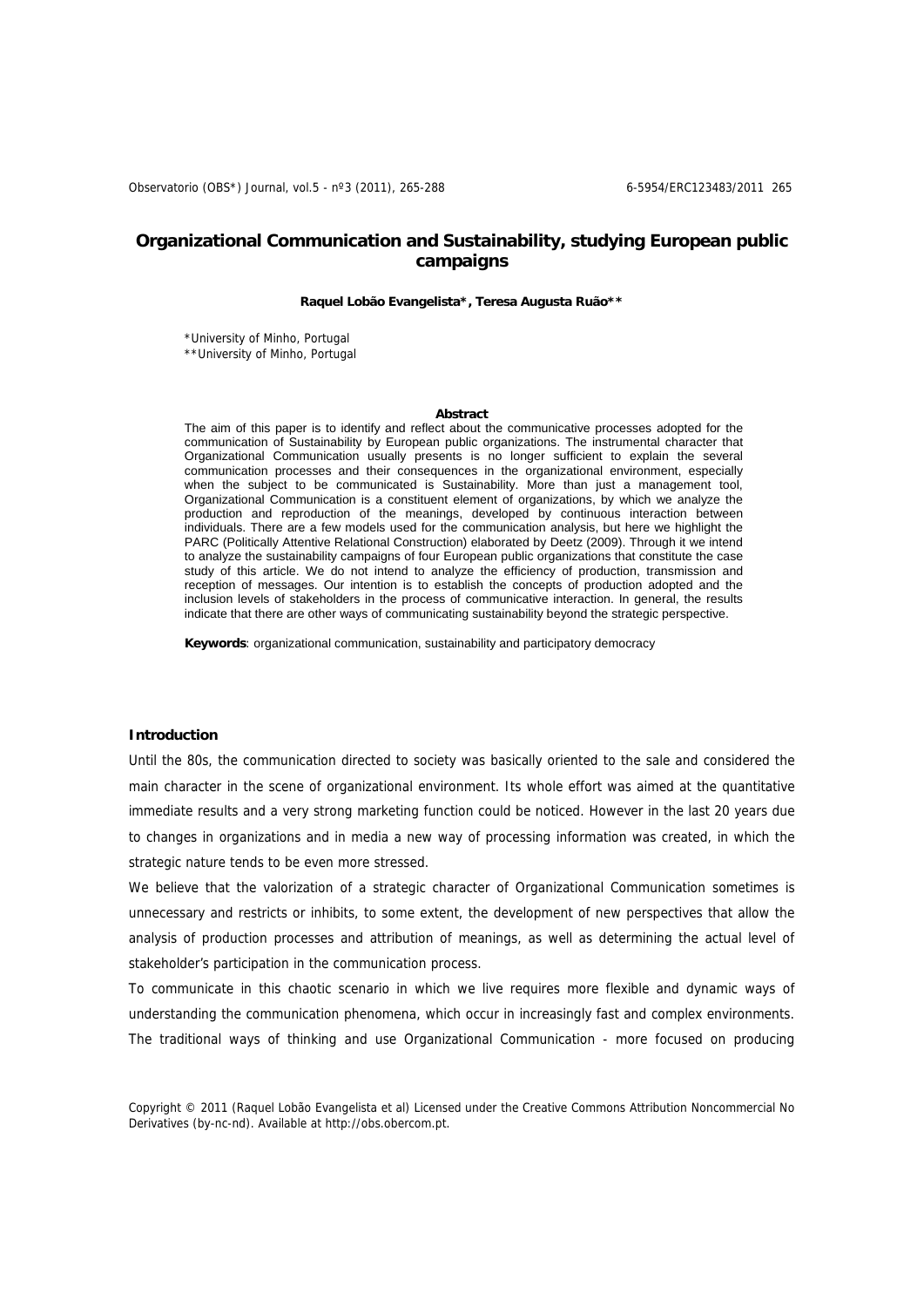# Organizational Communication and Sustainability, studying European public campaigns

**Raquel Lobão Evangelista\*, Teresa Augusta Ruão\*\***

\*University of Minho, Portugal
\*\*University of Minho, Portugal

## Abstract

The aim of this paper is to identify and reflect about the communicative processes adopted for the communication of Sustainability by European public organizations. The instrumental character that Organizational Communication usually presents is no longer sufficient to explain the several communication processes and their consequences in the organizational environment, especially when the subject to be communicated is Sustainability. More than just a management tool, Organizational Communication is a constituent element of organizations, by which we analyze the production and reproduction of the meanings, developed by continuous interaction between individuals. There are a few models used for the communication analysis, but here we highlight the PARC (Politically Attentive Relational Construction) elaborated by Deetz (2009). Through it we intend to analyze the sustainability campaigns of four European public organizations that constitute the case study of this article. We do not intend to analyze the efficiency of production, transmission and reception of messages. Our intention is to establish the concepts of production adopted and the inclusion levels of stakeholders in the process of communicative interaction. In general, the results indicate that there are other ways of communicating sustainability beyond the strategic perspective.

**Keywords**: organizational communication, sustainability and participatory democracy

## Introduction

Until the 80s, the communication directed to society was basically oriented to the sale and considered the main character in the scene of organizational environment. Its whole effort was aimed at the quantitative immediate results and a very strong marketing function could be noticed. However in the last 20 years due to changes in organizations and in media a new way of processing information was created, in which the strategic nature tends to be even more stressed.

We believe that the valorization of a strategic character of Organizational Communication sometimes is unnecessary and restricts or inhibits, to some extent, the development of new perspectives that allow the analysis of production processes and attribution of meanings, as well as determining the actual level of stakeholder's participation in the communication process.

To communicate in this chaotic scenario in which we live requires more flexible and dynamic ways of understanding the communication phenomena, which occur in increasingly fast and complex environments. The traditional ways of thinking and use Organizational Communication - more focused on producing

Copyright © 2011 (Raquel Lobão Evangelista et al) Licensed under the Creative Commons Attribution Noncommercial No Derivatives (by-nc-nd). Available at http://obs.obercom.pt.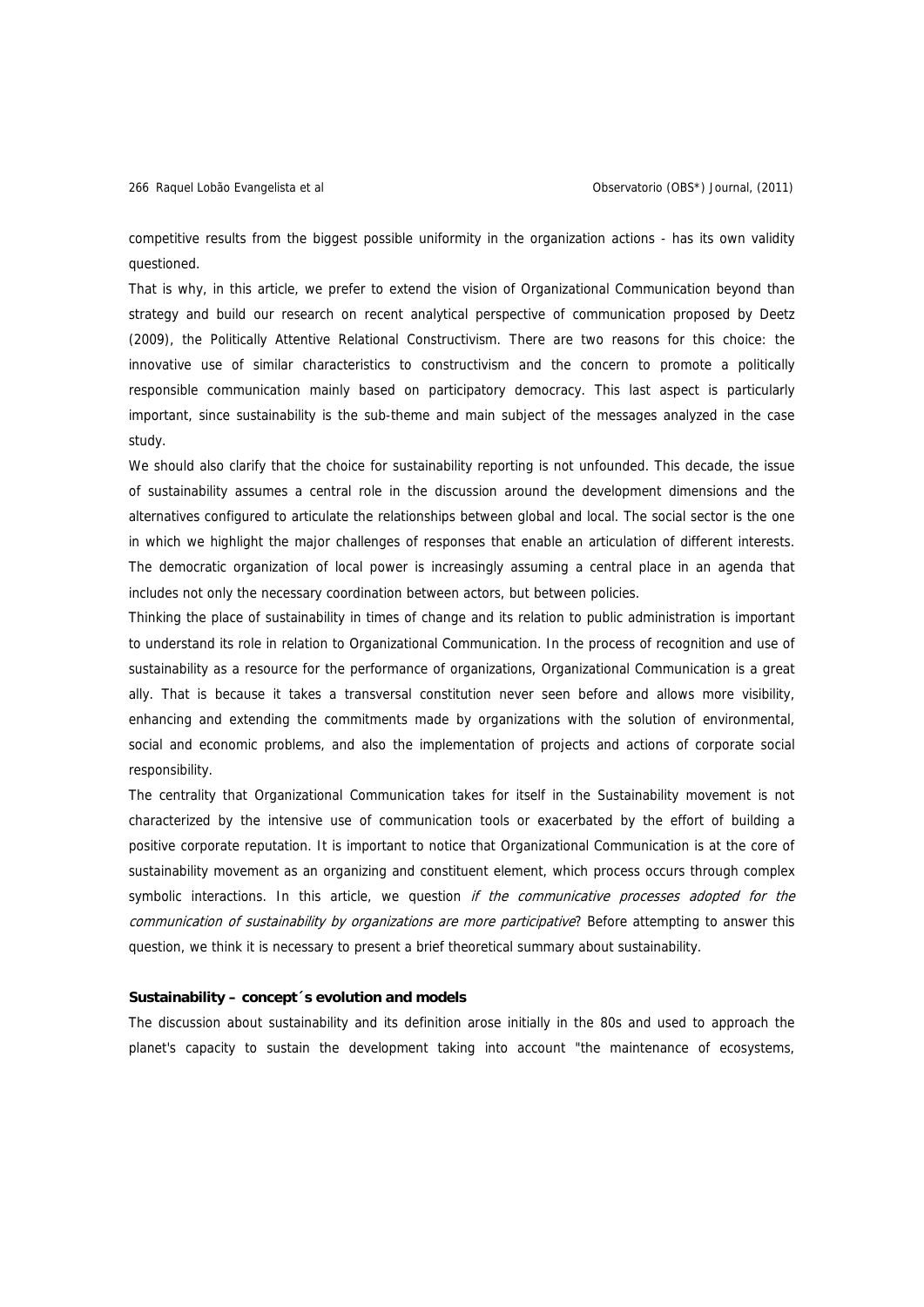competitive results from the biggest possible uniformity in the organization actions - has its own validity questioned.

That is why, in this article, we prefer to extend the vision of Organizational Communication beyond than strategy and build our research on recent analytical perspective of communication proposed by Deetz (2009), the Politically Attentive Relational Constructivism. There are two reasons for this choice: the innovative use of similar characteristics to constructivism and the concern to promote a politically responsible communication mainly based on participatory democracy. This last aspect is particularly important, since sustainability is the sub-theme and main subject of the messages analyzed in the case study.

We should also clarify that the choice for sustainability reporting is not unfounded. This decade, the issue of sustainability assumes a central role in the discussion around the development dimensions and the alternatives configured to articulate the relationships between global and local. The social sector is the one in which we highlight the major challenges of responses that enable an articulation of different interests. The democratic organization of local power is increasingly assuming a central place in an agenda that includes not only the necessary coordination between actors, but between policies.

Thinking the place of sustainability in times of change and its relation to public administration is important to understand its role in relation to Organizational Communication. In the process of recognition and use of sustainability as a resource for the performance of organizations, Organizational Communication is a great ally. That is because it takes a transversal constitution never seen before and allows more visibility, enhancing and extending the commitments made by organizations with the solution of environmental, social and economic problems, and also the implementation of projects and actions of corporate social responsibility.

The centrality that Organizational Communication takes for itself in the Sustainability movement is not characterized by the intensive use of communication tools or exacerbated by the effort of building a positive corporate reputation. It is important to notice that Organizational Communication is at the core of sustainability movement as an organizing and constituent element, which process occurs through complex symbolic interactions. In this article, we question *if the communicative processes adopted for the communication of sustainability by organizations are more participative*? Before attempting to answer this question, we think it is necessary to present a brief theoretical summary about sustainability.

## Sustainability – concept´s evolution and models

The discussion about sustainability and its definition arose initially in the 80s and used to approach the planet's capacity to sustain the development taking into account "the maintenance of ecosystems,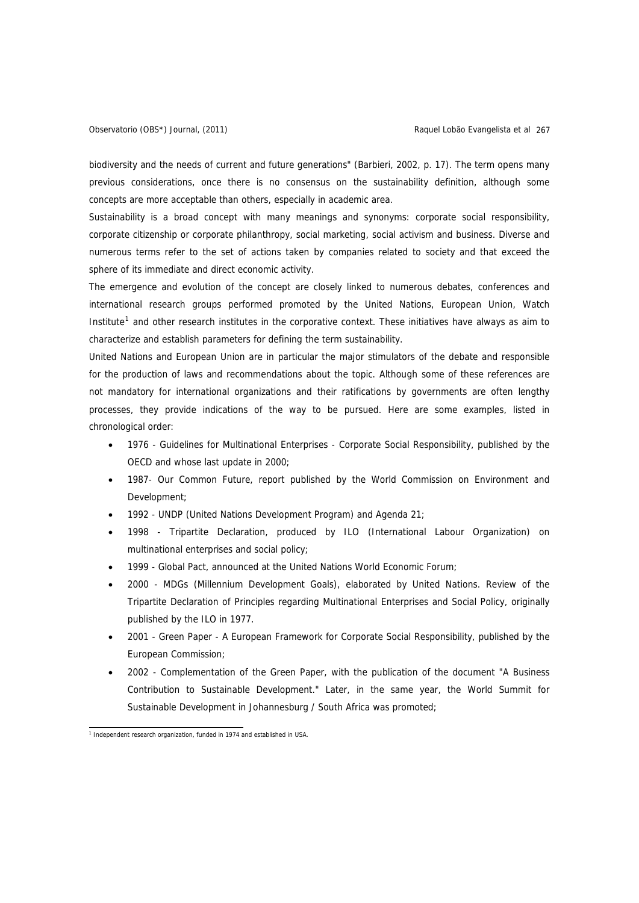biodiversity and the needs of current and future generations" (Barbieri, 2002, p. 17). The term opens many previous considerations, once there is no consensus on the sustainability definition, although some concepts are more acceptable than others, especially in academic area.

Sustainability is a broad concept with many meanings and synonyms: corporate social responsibility, corporate citizenship or corporate philanthropy, social marketing, social activism and business. Diverse and numerous terms refer to the set of actions taken by companies related to society and that exceed the sphere of its immediate and direct economic activity.

The emergence and evolution of the concept are closely linked to numerous debates, conferences and international research groups performed promoted by the United Nations, European Union, Watch Institute[1] and other research institutes in the corporative context. These initiatives have always as aim to characterize and establish parameters for defining the term sustainability.

United Nations and European Union are in particular the major stimulators of the debate and responsible for the production of laws and recommendations about the topic. Although some of these references are not mandatory for international organizations and their ratifications by governments are often lengthy processes, they provide indications of the way to be pursued. Here are some examples, listed in chronological order:

- 1976 - Guidelines for Multinational Enterprises - Corporate Social Responsibility, published by the OECD and whose last update in 2000;
- 1987- Our Common Future, report published by the World Commission on Environment and Development;
- 1992 - UNDP (United Nations Development Program) and Agenda 21;
- 1998 - Tripartite Declaration, produced by ILO (International Labour Organization) on multinational enterprises and social policy;
- 1999 - Global Pact, announced at the United Nations World Economic Forum;
- 2000 - MDGs (Millennium Development Goals), elaborated by United Nations. Review of the Tripartite Declaration of Principles regarding Multinational Enterprises and Social Policy, originally published by the ILO in 1977.
- 2001 - Green Paper - A European Framework for Corporate Social Responsibility, published by the European Commission;
- 2002 - Complementation of the Green Paper, with the publication of the document "A Business Contribution to Sustainable Development." Later, in the same year, the World Summit for Sustainable Development in Johannesburg / South Africa was promoted;

[1] Independent research organization, funded in 1974 and established in USA.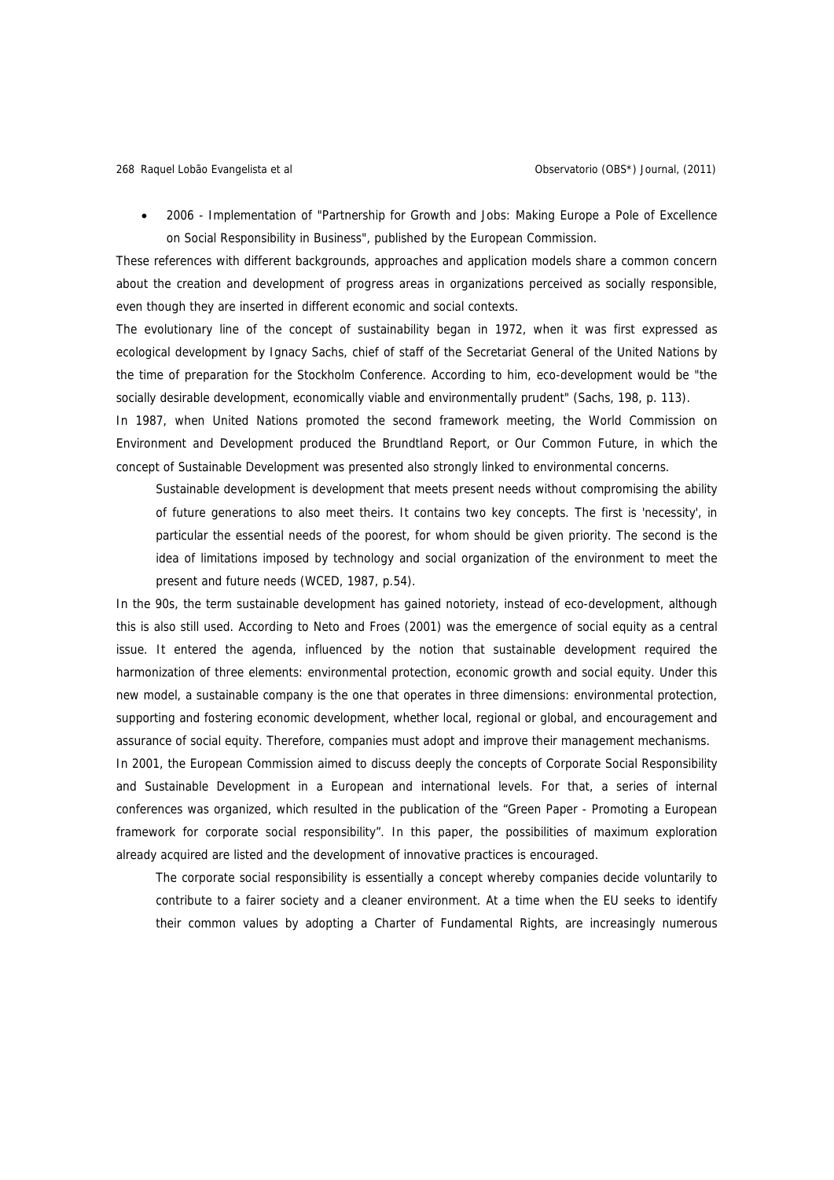- 2006 - Implementation of "Partnership for Growth and Jobs: Making Europe a Pole of Excellence on Social Responsibility in Business", published by the European Commission.

These references with different backgrounds, approaches and application models share a common concern about the creation and development of progress areas in organizations perceived as socially responsible, even though they are inserted in different economic and social contexts.

The evolutionary line of the concept of sustainability began in 1972, when it was first expressed as ecological development by Ignacy Sachs, chief of staff of the Secretariat General of the United Nations by the time of preparation for the Stockholm Conference. According to him, eco-development would be "the socially desirable development, economically viable and environmentally prudent" (Sachs, 198, p. 113).

In 1987, when United Nations promoted the second framework meeting, the World Commission on Environment and Development produced the Brundtland Report, or Our Common Future, in which the concept of Sustainable Development was presented also strongly linked to environmental concerns.

> Sustainable development is development that meets present needs without compromising the ability of future generations to also meet theirs. It contains two key concepts. The first is 'necessity', in particular the essential needs of the poorest, for whom should be given priority. The second is the idea of limitations imposed by technology and social organization of the environment to meet the present and future needs (WCED, 1987, p.54).

In the 90s, the term sustainable development has gained notoriety, instead of eco-development, although this is also still used. According to Neto and Froes (2001) was the emergence of social equity as a central issue. It entered the agenda, influenced by the notion that sustainable development required the harmonization of three elements: environmental protection, economic growth and social equity. Under this new model, a sustainable company is the one that operates in three dimensions: environmental protection, supporting and fostering economic development, whether local, regional or global, and encouragement and assurance of social equity. Therefore, companies must adopt and improve their management mechanisms.

In 2001, the European Commission aimed to discuss deeply the concepts of Corporate Social Responsibility and Sustainable Development in a European and international levels. For that, a series of internal conferences was organized, which resulted in the publication of the "Green Paper - Promoting a European framework for corporate social responsibility". In this paper, the possibilities of maximum exploration already acquired are listed and the development of innovative practices is encouraged.

> The corporate social responsibility is essentially a concept whereby companies decide voluntarily to contribute to a fairer society and a cleaner environment. At a time when the EU seeks to identify their common values by adopting a Charter of Fundamental Rights, are increasingly numerous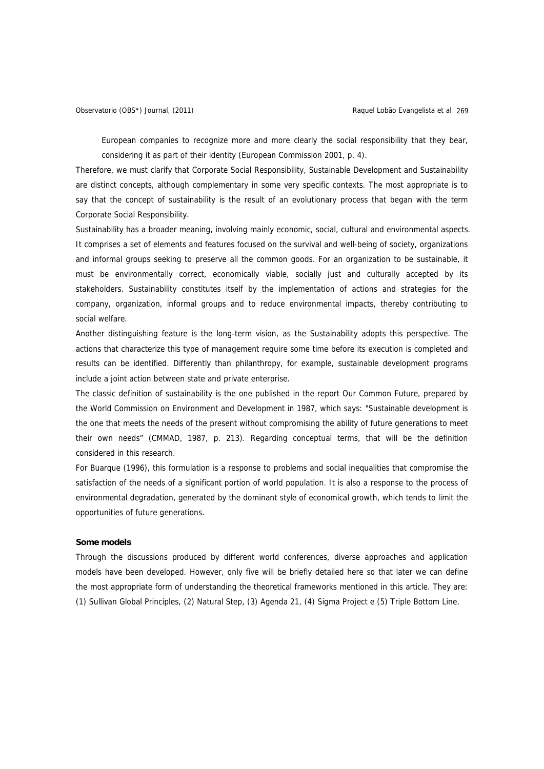European companies to recognize more and more clearly the social responsibility that they bear, considering it as part of their identity (European Commission 2001, p. 4).

Therefore, we must clarify that Corporate Social Responsibility, Sustainable Development and Sustainability are distinct concepts, although complementary in some very specific contexts. The most appropriate is to say that the concept of sustainability is the result of an evolutionary process that began with the term Corporate Social Responsibility.

Sustainability has a broader meaning, involving mainly economic, social, cultural and environmental aspects. It comprises a set of elements and features focused on the survival and well-being of society, organizations and informal groups seeking to preserve all the common goods. For an organization to be sustainable, it must be environmentally correct, economically viable, socially just and culturally accepted by its stakeholders. Sustainability constitutes itself by the implementation of actions and strategies for the company, organization, informal groups and to reduce environmental impacts, thereby contributing to social welfare.

Another distinguishing feature is the long-term vision, as the Sustainability adopts this perspective. The actions that characterize this type of management require some time before its execution is completed and results can be identified. Differently than philanthropy, for example, sustainable development programs include a joint action between state and private enterprise.

The classic definition of sustainability is the one published in the report Our Common Future, prepared by the World Commission on Environment and Development in 1987, which says: "Sustainable development is the one that meets the needs of the present without compromising the ability of future generations to meet their own needs" (CMMAD, 1987, p. 213). Regarding conceptual terms, that will be the definition considered in this research.

For Buarque (1996), this formulation is a response to problems and social inequalities that compromise the satisfaction of the needs of a significant portion of world population. It is also a response to the process of environmental degradation, generated by the dominant style of economical growth, which tends to limit the opportunities of future generations.

**Some models**

Through the discussions produced by different world conferences, diverse approaches and application models have been developed. However, only five will be briefly detailed here so that later we can define the most appropriate form of understanding the theoretical frameworks mentioned in this article. They are: (1) Sullivan Global Principles, (2) Natural Step, (3) Agenda 21, (4) Sigma Project e (5) Triple Bottom Line.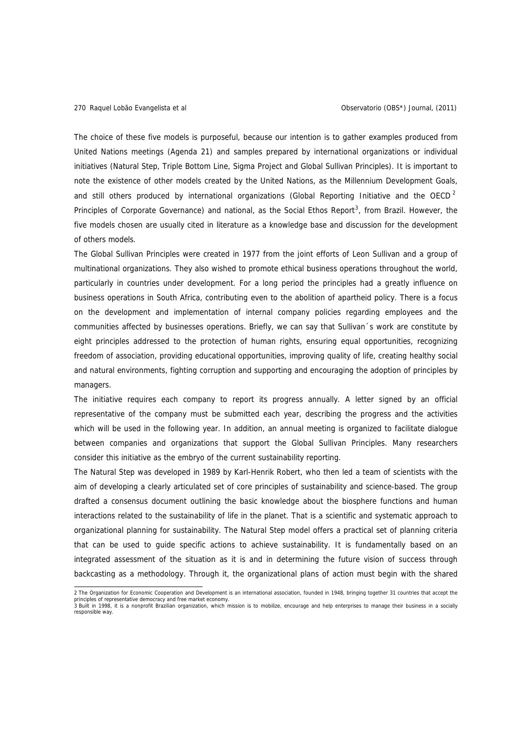The choice of these five models is purposeful, because our intention is to gather examples produced from United Nations meetings (Agenda 21) and samples prepared by international organizations or individual initiatives (Natural Step, Triple Bottom Line, Sigma Project and Global Sullivan Principles). It is important to note the existence of other models created by the United Nations, as the Millennium Development Goals, and still others produced by international organizations (Global Reporting Initiative and the OECD [2] Principles of Corporate Governance) and national, as the Social Ethos Report[3], from Brazil. However, the five models chosen are usually cited in literature as a knowledge base and discussion for the development of others models.

The Global Sullivan Principles were created in 1977 from the joint efforts of Leon Sullivan and a group of multinational organizations. They also wished to promote ethical business operations throughout the world, particularly in countries under development. For a long period the principles had a greatly influence on business operations in South Africa, contributing even to the abolition of apartheid policy. There is a focus on the development and implementation of internal company policies regarding employees and the communities affected by businesses operations. Briefly, we can say that Sullivan´s work are constitute by eight principles addressed to the protection of human rights, ensuring equal opportunities, recognizing freedom of association, providing educational opportunities, improving quality of life, creating healthy social and natural environments, fighting corruption and supporting and encouraging the adoption of principles by managers.

The initiative requires each company to report its progress annually. A letter signed by an official representative of the company must be submitted each year, describing the progress and the activities which will be used in the following year. In addition, an annual meeting is organized to facilitate dialogue between companies and organizations that support the Global Sullivan Principles. Many researchers consider this initiative as the embryo of the current sustainability reporting.

The Natural Step was developed in 1989 by Karl-Henrik Robert, who then led a team of scientists with the aim of developing a clearly articulated set of core principles of sustainability and science-based. The group drafted a consensus document outlining the basic knowledge about the biosphere functions and human interactions related to the sustainability of life in the planet. That is a scientific and systematic approach to organizational planning for sustainability. The Natural Step model offers a practical set of planning criteria that can be used to guide specific actions to achieve sustainability. It is fundamentally based on an integrated assessment of the situation as it is and in determining the future vision of success through backcasting as a methodology. Through it, the organizational plans of action must begin with the shared

---

2 The Organization for Economic Cooperation and Development is an international association, founded in 1948, bringing together 31 countries that accept the principles of representative democracy and free market economy.

3 Built in 1998, it is a nonprofit Brazilian organization, which mission is to mobilize, encourage and help enterprises to manage their business in a socially responsible way.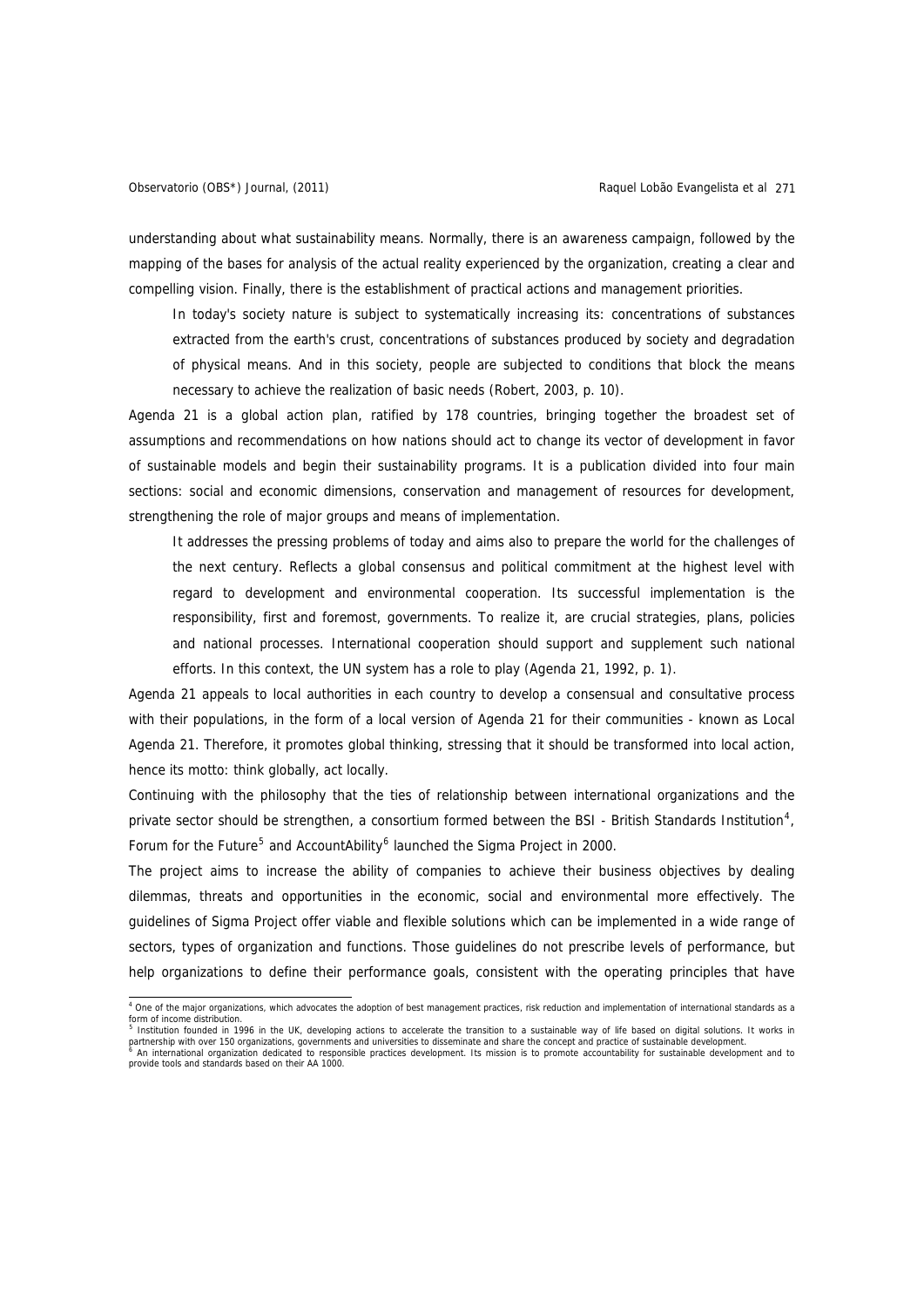understanding about what sustainability means. Normally, there is an awareness campaign, followed by the mapping of the bases for analysis of the actual reality experienced by the organization, creating a clear and compelling vision. Finally, there is the establishment of practical actions and management priorities.

> In today's society nature is subject to systematically increasing its: concentrations of substances extracted from the earth's crust, concentrations of substances produced by society and degradation of physical means. And in this society, people are subjected to conditions that block the means necessary to achieve the realization of basic needs (Robert, 2003, p. 10).

Agenda 21 is a global action plan, ratified by 178 countries, bringing together the broadest set of assumptions and recommendations on how nations should act to change its vector of development in favor of sustainable models and begin their sustainability programs. It is a publication divided into four main sections: social and economic dimensions, conservation and management of resources for development, strengthening the role of major groups and means of implementation.

> It addresses the pressing problems of today and aims also to prepare the world for the challenges of the next century. Reflects a global consensus and political commitment at the highest level with regard to development and environmental cooperation. Its successful implementation is the responsibility, first and foremost, governments. To realize it, are crucial strategies, plans, policies and national processes. International cooperation should support and supplement such national efforts. In this context, the UN system has a role to play (Agenda 21, 1992, p. 1).

Agenda 21 appeals to local authorities in each country to develop a consensual and consultative process with their populations, in the form of a local version of Agenda 21 for their communities - known as Local Agenda 21. Therefore, it promotes global thinking, stressing that it should be transformed into local action, hence its motto: think globally, act locally.

Continuing with the philosophy that the ties of relationship between international organizations and the private sector should be strengthen, a consortium formed between the BSI - British Standards Institution[4], Forum for the Future[5] and AccountAbility[6] launched the Sigma Project in 2000.

The project aims to increase the ability of companies to achieve their business objectives by dealing dilemmas, threats and opportunities in the economic, social and environmental more effectively. The guidelines of Sigma Project offer viable and flexible solutions which can be implemented in a wide range of sectors, types of organization and functions. Those guidelines do not prescribe levels of performance, but help organizations to define their performance goals, consistent with the operating principles that have

---

[4] One of the major organizations, which advocates the adoption of best management practices, risk reduction and implementation of international standards as a form of income distribution.

[5] Institution founded in 1996 in the UK, developing actions to accelerate the transition to a sustainable way of life based on digital solutions. It works in partnership with over 150 organizations, governments and universities to disseminate and share the concept and practice of sustainable development.

[6] An international organization dedicated to responsible practices development. Its mission is to promote accountability for sustainable development and to provide tools and standards based on their AA 1000.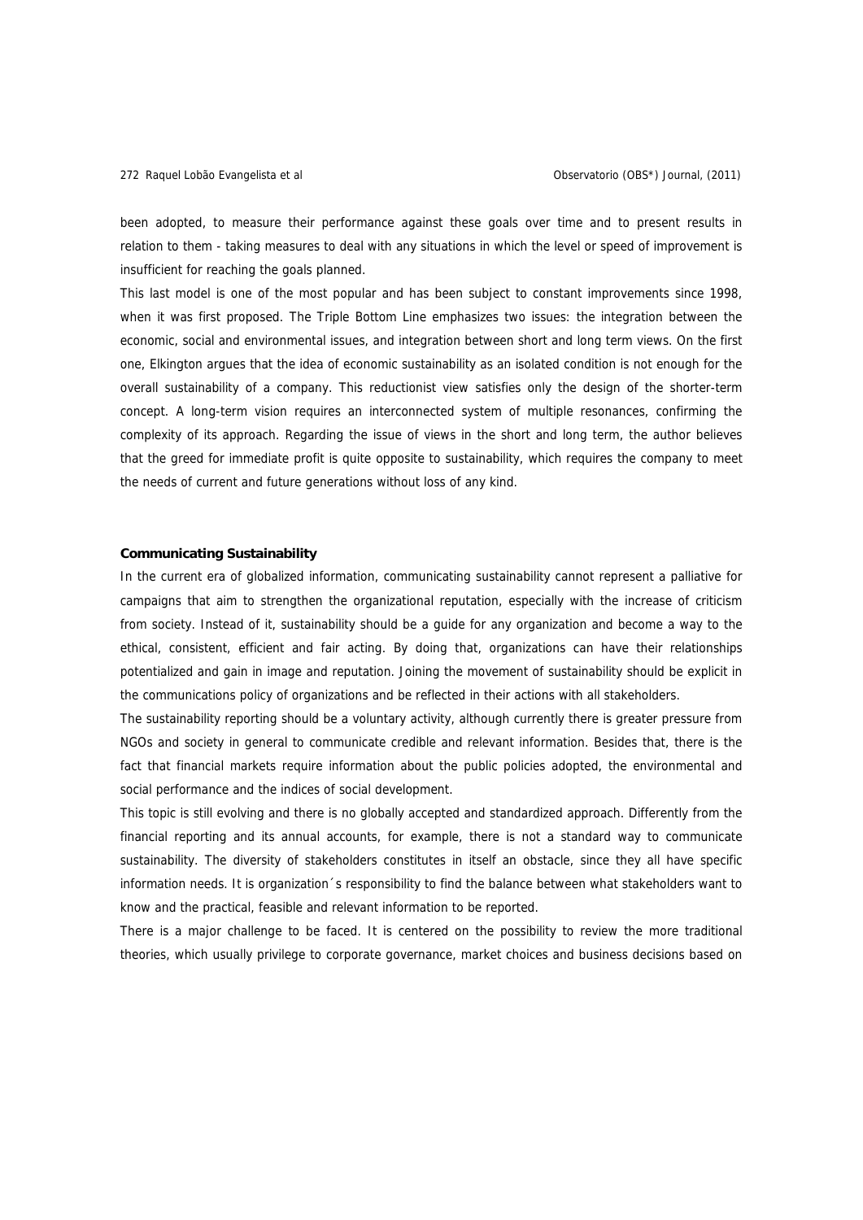been adopted, to measure their performance against these goals over time and to present results in relation to them - taking measures to deal with any situations in which the level or speed of improvement is insufficient for reaching the goals planned.

This last model is one of the most popular and has been subject to constant improvements since 1998, when it was first proposed. The Triple Bottom Line emphasizes two issues: the integration between the economic, social and environmental issues, and integration between short and long term views. On the first one, Elkington argues that the idea of economic sustainability as an isolated condition is not enough for the overall sustainability of a company. This reductionist view satisfies only the design of the shorter-term concept. A long-term vision requires an interconnected system of multiple resonances, confirming the complexity of its approach. Regarding the issue of views in the short and long term, the author believes that the greed for immediate profit is quite opposite to sustainability, which requires the company to meet the needs of current and future generations without loss of any kind.

**Communicating Sustainability**

In the current era of globalized information, communicating sustainability cannot represent a palliative for campaigns that aim to strengthen the organizational reputation, especially with the increase of criticism from society. Instead of it, sustainability should be a guide for any organization and become a way to the ethical, consistent, efficient and fair acting. By doing that, organizations can have their relationships potentialized and gain in image and reputation. Joining the movement of sustainability should be explicit in the communications policy of organizations and be reflected in their actions with all stakeholders.

The sustainability reporting should be a voluntary activity, although currently there is greater pressure from NGOs and society in general to communicate credible and relevant information. Besides that, there is the fact that financial markets require information about the public policies adopted, the environmental and social performance and the indices of social development.

This topic is still evolving and there is no globally accepted and standardized approach. Differently from the financial reporting and its annual accounts, for example, there is not a standard way to communicate sustainability. The diversity of stakeholders constitutes in itself an obstacle, since they all have specific information needs. It is organization´s responsibility to find the balance between what stakeholders want to know and the practical, feasible and relevant information to be reported.

There is a major challenge to be faced. It is centered on the possibility to review the more traditional theories, which usually privilege to corporate governance, market choices and business decisions based on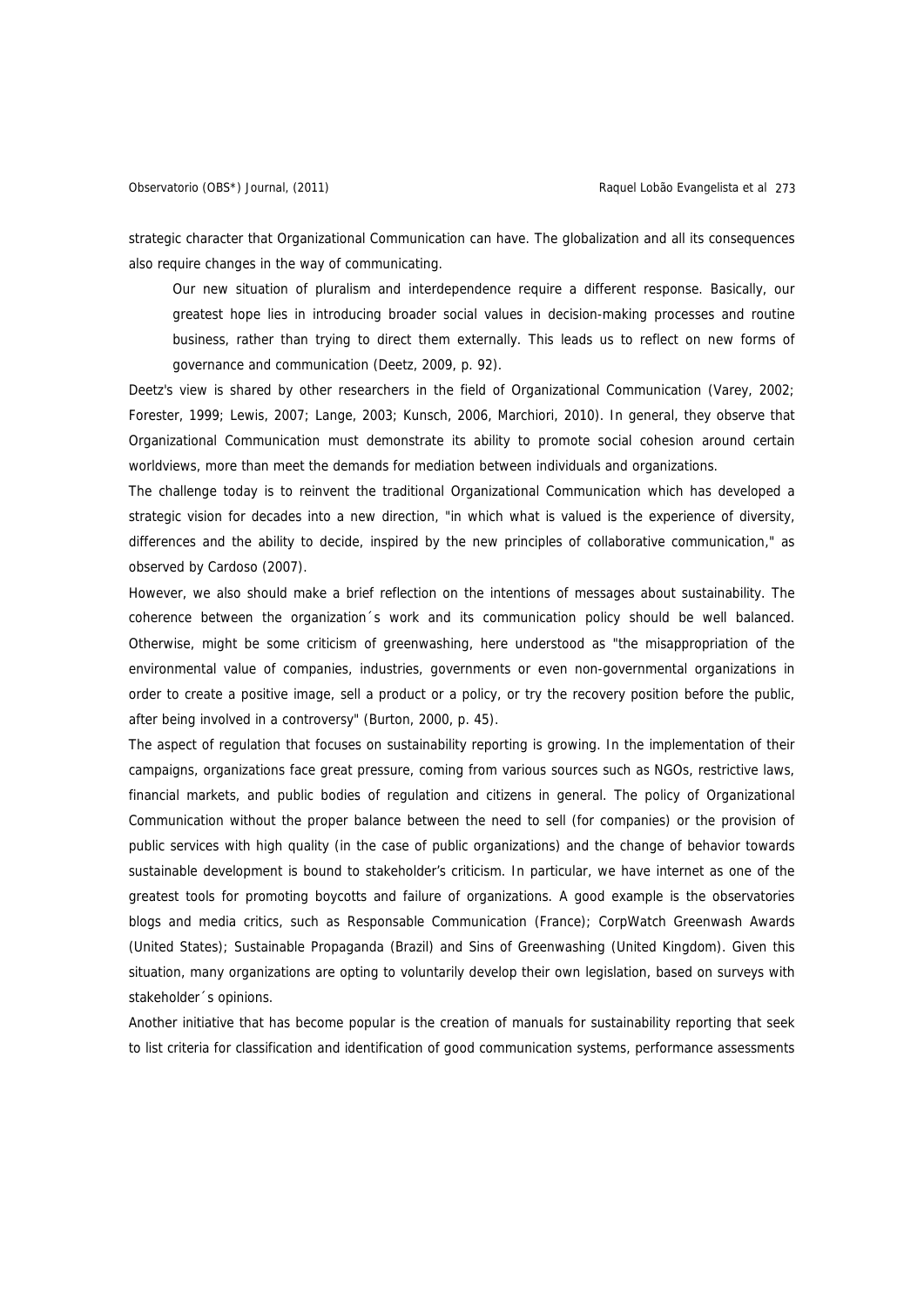strategic character that Organizational Communication can have. The globalization and all its consequences also require changes in the way of communicating.

> Our new situation of pluralism and interdependence require a different response. Basically, our greatest hope lies in introducing broader social values in decision-making processes and routine business, rather than trying to direct them externally. This leads us to reflect on new forms of governance and communication (Deetz, 2009, p. 92).

Deetz's view is shared by other researchers in the field of Organizational Communication (Varey, 2002; Forester, 1999; Lewis, 2007; Lange, 2003; Kunsch, 2006, Marchiori, 2010). In general, they observe that Organizational Communication must demonstrate its ability to promote social cohesion around certain worldviews, more than meet the demands for mediation between individuals and organizations.

The challenge today is to reinvent the traditional Organizational Communication which has developed a strategic vision for decades into a new direction, "in which what is valued is the experience of diversity, differences and the ability to decide, inspired by the new principles of collaborative communication," as observed by Cardoso (2007).

However, we also should make a brief reflection on the intentions of messages about sustainability. The coherence between the organization´s work and its communication policy should be well balanced. Otherwise, might be some criticism of greenwashing, here understood as "the misappropriation of the environmental value of companies, industries, governments or even non-governmental organizations in order to create a positive image, sell a product or a policy, or try the recovery position before the public, after being involved in a controversy" (Burton, 2000, p. 45).

The aspect of regulation that focuses on sustainability reporting is growing. In the implementation of their campaigns, organizations face great pressure, coming from various sources such as NGOs, restrictive laws, financial markets, and public bodies of regulation and citizens in general. The policy of Organizational Communication without the proper balance between the need to sell (for companies) or the provision of public services with high quality (in the case of public organizations) and the change of behavior towards sustainable development is bound to stakeholder's criticism. In particular, we have internet as one of the greatest tools for promoting boycotts and failure of organizations. A good example is the observatories blogs and media critics, such as Responsable Communication (France); CorpWatch Greenwash Awards (United States); Sustainable Propaganda (Brazil) and Sins of Greenwashing (United Kingdom). Given this situation, many organizations are opting to voluntarily develop their own legislation, based on surveys with stakeholder´s opinions.

Another initiative that has become popular is the creation of manuals for sustainability reporting that seek to list criteria for classification and identification of good communication systems, performance assessments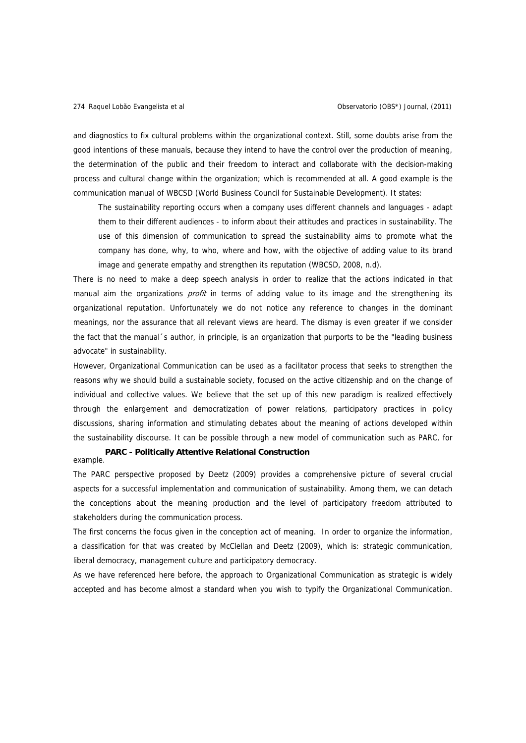and diagnostics to fix cultural problems within the organizational context. Still, some doubts arise from the good intentions of these manuals, because they intend to have the control over the production of meaning, the determination of the public and their freedom to interact and collaborate with the decision-making process and cultural change within the organization; which is recommended at all. A good example is the communication manual of WBCSD (World Business Council for Sustainable Development). It states:

> The sustainability reporting occurs when a company uses different channels and languages - adapt them to their different audiences - to inform about their attitudes and practices in sustainability. The use of this dimension of communication to spread the sustainability aims to promote what the company has done, why, to who, where and how, with the objective of adding value to its brand image and generate empathy and strengthen its reputation (WBCSD, 2008, n.d).

There is no need to make a deep speech analysis in order to realize that the actions indicated in that manual aim the organizations *profit* in terms of adding value to its image and the strengthening its organizational reputation. Unfortunately we do not notice any reference to changes in the dominant meanings, nor the assurance that all relevant views are heard. The dismay is even greater if we consider the fact that the manual´s author, in principle, is an organization that purports to be the "leading business advocate" in sustainability.

However, Organizational Communication can be used as a facilitator process that seeks to strengthen the reasons why we should build a sustainable society, focused on the active citizenship and on the change of individual and collective values. We believe that the set up of this new paradigm is realized effectively through the enlargement and democratization of power relations, participatory practices in policy discussions, sharing information and stimulating debates about the meaning of actions developed within the sustainability discourse. It can be possible through a new model of communication such as PARC, for example.

### PARC - Politically Attentive Relational Construction

The PARC perspective proposed by Deetz (2009) provides a comprehensive picture of several crucial aspects for a successful implementation and communication of sustainability. Among them, we can detach the conceptions about the meaning production and the level of participatory freedom attributed to stakeholders during the communication process.

The first concerns the focus given in the conception act of meaning. In order to organize the information, a classification for that was created by McClellan and Deetz (2009), which is: strategic communication, liberal democracy, management culture and participatory democracy.

As we have referenced here before, the approach to Organizational Communication as strategic is widely accepted and has become almost a standard when you wish to typify the Organizational Communication.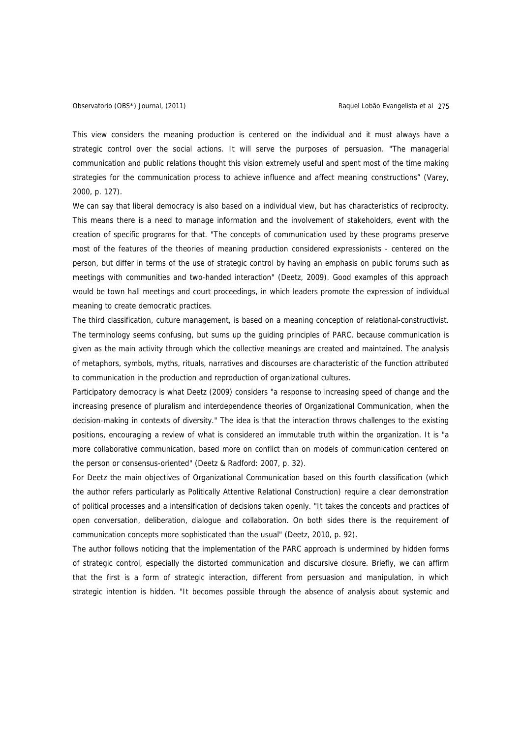This view considers the meaning production is centered on the individual and it must always have a strategic control over the social actions. It will serve the purposes of persuasion. "The managerial communication and public relations thought this vision extremely useful and spent most of the time making strategies for the communication process to achieve influence and affect meaning constructions" (Varey, 2000, p. 127).

We can say that liberal democracy is also based on a individual view, but has characteristics of reciprocity. This means there is a need to manage information and the involvement of stakeholders, event with the creation of specific programs for that. "The concepts of communication used by these programs preserve most of the features of the theories of meaning production considered expressionists - centered on the person, but differ in terms of the use of strategic control by having an emphasis on public forums such as meetings with communities and two-handed interaction" (Deetz, 2009). Good examples of this approach would be town hall meetings and court proceedings, in which leaders promote the expression of individual meaning to create democratic practices.

The third classification, culture management, is based on a meaning conception of relational-constructivist. The terminology seems confusing, but sums up the guiding principles of PARC, because communication is given as the main activity through which the collective meanings are created and maintained. The analysis of metaphors, symbols, myths, rituals, narratives and discourses are characteristic of the function attributed to communication in the production and reproduction of organizational cultures.

Participatory democracy is what Deetz (2009) considers "a response to increasing speed of change and the increasing presence of pluralism and interdependence theories of Organizational Communication, when the decision-making in contexts of diversity." The idea is that the interaction throws challenges to the existing positions, encouraging a review of what is considered an immutable truth within the organization. It is "a more collaborative communication, based more on conflict than on models of communication centered on the person or consensus-oriented" (Deetz & Radford: 2007, p. 32).

For Deetz the main objectives of Organizational Communication based on this fourth classification (which the author refers particularly as Politically Attentive Relational Construction) require a clear demonstration of political processes and a intensification of decisions taken openly. "It takes the concepts and practices of open conversation, deliberation, dialogue and collaboration. On both sides there is the requirement of communication concepts more sophisticated than the usual" (Deetz, 2010, p. 92).

The author follows noticing that the implementation of the PARC approach is undermined by hidden forms of strategic control, especially the distorted communication and discursive closure. Briefly, we can affirm that the first is a form of strategic interaction, different from persuasion and manipulation, in which strategic intention is hidden. "It becomes possible through the absence of analysis about systemic and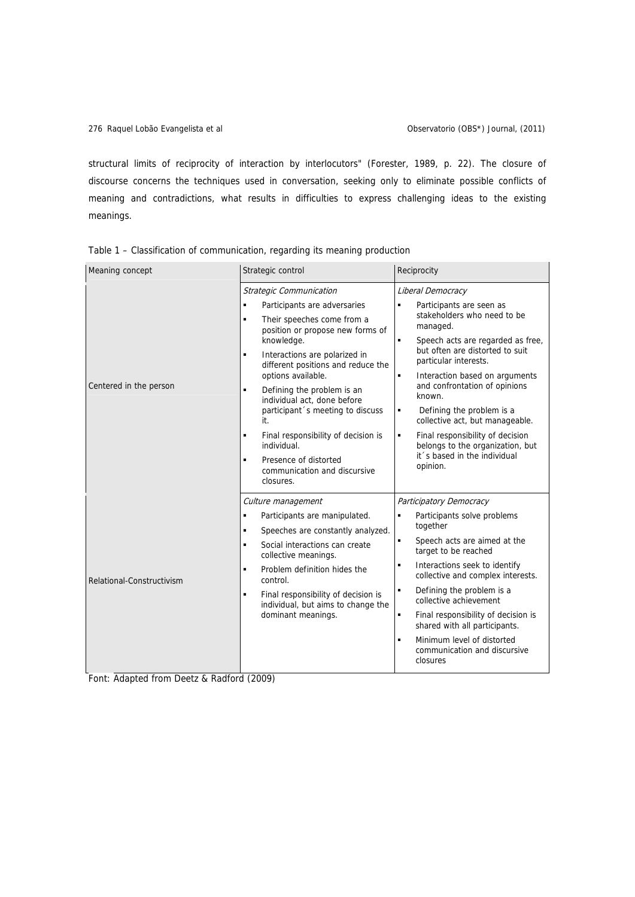structural limits of reciprocity of interaction by interlocutors" (Forester, 1989, p. 22). The closure of discourse concerns the techniques used in conversation, seeking only to eliminate possible conflicts of meaning and contradictions, what results in difficulties to express challenging ideas to the existing meanings.

Table 1 – Classification of communication, regarding its meaning production

| Meaning concept | Strategic control | Reciprocity |
|---|---|---|
| Centered in the person | *Strategic Communication*<br>▪ Participants are adversaries<br>▪ Their speeches come from a position or propose new forms of knowledge.<br>▪ Interactions are polarized in different positions and reduce the options available.<br>▪ Defining the problem is an individual act, done before participant´s meeting to discuss it.<br>▪ Final responsibility of decision is individual.<br>▪ Presence of distorted communication and discursive closures. | *Liberal Democracy*<br>▪ Participants are seen as stakeholders who need to be managed.<br>▪ Speech acts are regarded as free, but often are distorted to suit particular interests.<br>▪ Interaction based on arguments and confrontation of opinions known.<br>▪ Defining the problem is a collective act, but manageable.<br>▪ Final responsibility of decision belongs to the organization, but it´s based in the individual opinion. |
| Relational-Constructivism | *Culture management*<br>▪ Participants are manipulated.<br>▪ Speeches are constantly analyzed.<br>▪ Social interactions can create collective meanings.<br>▪ Problem definition hides the control.<br>▪ Final responsibility of decision is individual, but aims to change the dominant meanings. | *Participatory Democracy*<br>▪ Participants solve problems together<br>▪ Speech acts are aimed at the target to be reached<br>▪ Interactions seek to identify collective and complex interests.<br>▪ Defining the problem is a collective achievement<br>▪ Final responsibility of decision is shared with all participants.<br>▪ Minimum level of distorted communication and discursive closures |

Font: Adapted from Deetz & Radford (2009)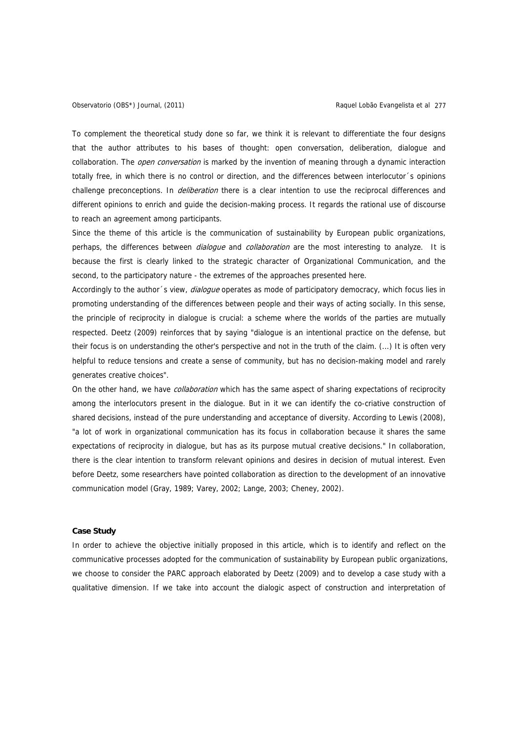To complement the theoretical study done so far, we think it is relevant to differentiate the four designs that the author attributes to his bases of thought: open conversation, deliberation, dialogue and collaboration. The *open conversation* is marked by the invention of meaning through a dynamic interaction totally free, in which there is no control or direction, and the differences between interlocutor´s opinions challenge preconceptions. In *deliberation* there is a clear intention to use the reciprocal differences and different opinions to enrich and guide the decision-making process. It regards the rational use of discourse to reach an agreement among participants.

Since the theme of this article is the communication of sustainability by European public organizations, perhaps, the differences between *dialogue* and *collaboration* are the most interesting to analyze. It is because the first is clearly linked to the strategic character of Organizational Communication, and the second, to the participatory nature - the extremes of the approaches presented here.

Accordingly to the author´s view, *dialogue* operates as mode of participatory democracy, which focus lies in promoting understanding of the differences between people and their ways of acting socially. In this sense, the principle of reciprocity in dialogue is crucial: a scheme where the worlds of the parties are mutually respected. Deetz (2009) reinforces that by saying "dialogue is an intentional practice on the defense, but their focus is on understanding the other's perspective and not in the truth of the claim. (...) It is often very helpful to reduce tensions and create a sense of community, but has no decision-making model and rarely generates creative choices".

On the other hand, we have *collaboration* which has the same aspect of sharing expectations of reciprocity among the interlocutors present in the dialogue. But in it we can identify the co-criative construction of shared decisions, instead of the pure understanding and acceptance of diversity. According to Lewis (2008), "a lot of work in organizational communication has its focus in collaboration because it shares the same expectations of reciprocity in dialogue, but has as its purpose mutual creative decisions." In collaboration, there is the clear intention to transform relevant opinions and desires in decision of mutual interest. Even before Deetz, some researchers have pointed collaboration as direction to the development of an innovative communication model (Gray, 1989; Varey, 2002; Lange, 2003; Cheney, 2002).

**Case Study**

In order to achieve the objective initially proposed in this article, which is to identify and reflect on the communicative processes adopted for the communication of sustainability by European public organizations, we choose to consider the PARC approach elaborated by Deetz (2009) and to develop a case study with a qualitative dimension. If we take into account the dialogic aspect of construction and interpretation of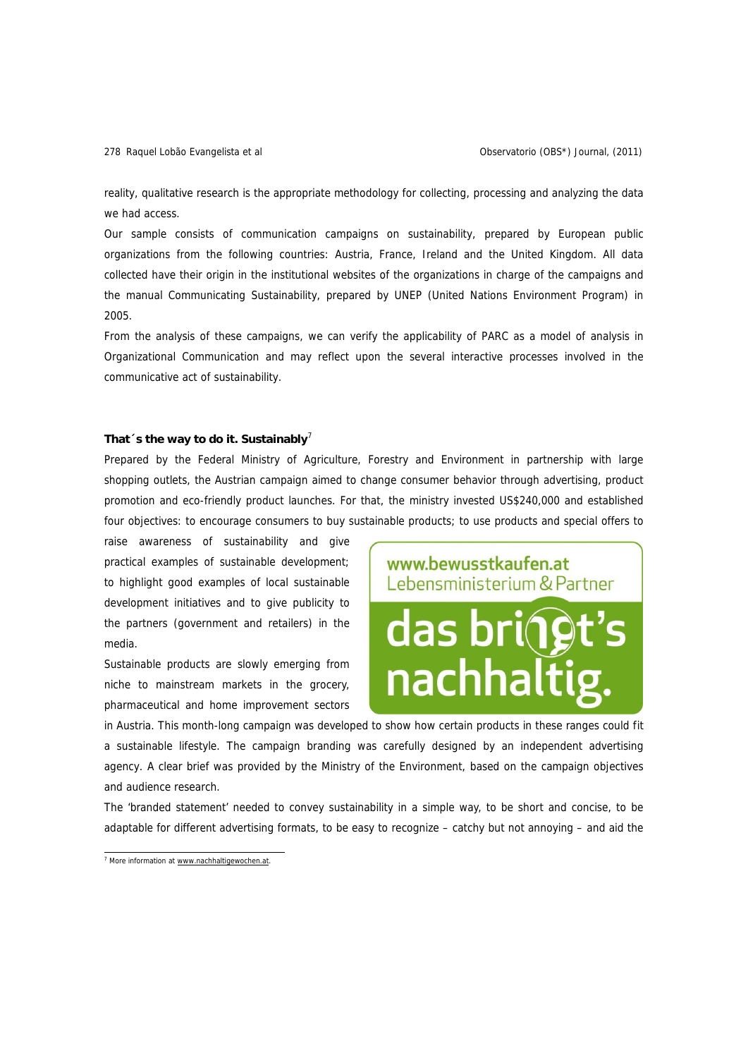reality, qualitative research is the appropriate methodology for collecting, processing and analyzing the data we had access.

Our sample consists of communication campaigns on sustainability, prepared by European public organizations from the following countries: Austria, France, Ireland and the United Kingdom. All data collected have their origin in the institutional websites of the organizations in charge of the campaigns and the manual Communicating Sustainability, prepared by UNEP (United Nations Environment Program) in 2005.

From the analysis of these campaigns, we can verify the applicability of PARC as a model of analysis in Organizational Communication and may reflect upon the several interactive processes involved in the communicative act of sustainability.

**That´s the way to do it. Sustainably**[7]

Prepared by the Federal Ministry of Agriculture, Forestry and Environment in partnership with large shopping outlets, the Austrian campaign aimed to change consumer behavior through advertising, product promotion and eco-friendly product launches. For that, the ministry invested US$240,000 and established four objectives: to encourage consumers to buy sustainable products; to use products and special offers to raise awareness of sustainability and give practical examples of sustainable development; to highlight good examples of local sustainable development initiatives and to give publicity to the partners (government and retailers) in the media.

Sustainable products are slowly emerging from niche to mainstream markets in the grocery, pharmaceutical and home improvement sectors in Austria. This month-long campaign was developed to show how certain products in these ranges could fit a sustainable lifestyle. The campaign branding was carefully designed by an independent advertising agency. A clear brief was provided by the Ministry of the Environment, based on the campaign objectives and audience research.

The 'branded statement' needed to convey sustainability in a simple way, to be short and concise, to be adaptable for different advertising formats, to be easy to recognize – catchy but not annoying – and aid the

[7] More information at www.nachhaltigewochen.at.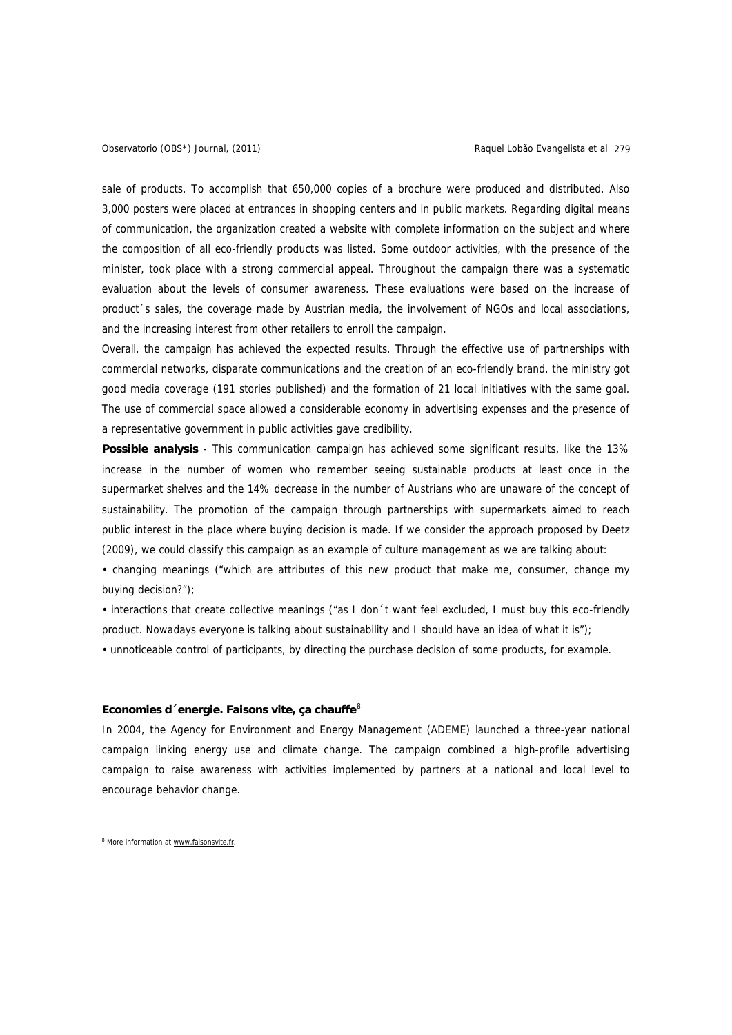sale of products. To accomplish that 650,000 copies of a brochure were produced and distributed. Also 3,000 posters were placed at entrances in shopping centers and in public markets. Regarding digital means of communication, the organization created a website with complete information on the subject and where the composition of all eco-friendly products was listed. Some outdoor activities, with the presence of the minister, took place with a strong commercial appeal. Throughout the campaign there was a systematic evaluation about the levels of consumer awareness. These evaluations were based on the increase of product´s sales, the coverage made by Austrian media, the involvement of NGOs and local associations, and the increasing interest from other retailers to enroll the campaign.

Overall, the campaign has achieved the expected results. Through the effective use of partnerships with commercial networks, disparate communications and the creation of an eco-friendly brand, the ministry got good media coverage (191 stories published) and the formation of 21 local initiatives with the same goal. The use of commercial space allowed a considerable economy in advertising expenses and the presence of a representative government in public activities gave credibility.

**Possible analysis** - This communication campaign has achieved some significant results, like the 13% increase in the number of women who remember seeing sustainable products at least once in the supermarket shelves and the 14% decrease in the number of Austrians who are unaware of the concept of sustainability. The promotion of the campaign through partnerships with supermarkets aimed to reach public interest in the place where buying decision is made. If we consider the approach proposed by Deetz (2009), we could classify this campaign as an example of culture management as we are talking about:

- changing meanings ("which are attributes of this new product that make me, consumer, change my buying decision?");
- interactions that create collective meanings ("as I don´t want feel excluded, I must buy this eco-friendly product. Nowadays everyone is talking about sustainability and I should have an idea of what it is");
- unnoticeable control of participants, by directing the purchase decision of some products, for example.

### Economies d´energie. Faisons vite, ça chauffe[8]

In 2004, the Agency for Environment and Energy Management (ADEME) launched a three-year national campaign linking energy use and climate change. The campaign combined a high-profile advertising campaign to raise awareness with activities implemented by partners at a national and local level to encourage behavior change.

[8] More information at www.faisonsvite.fr.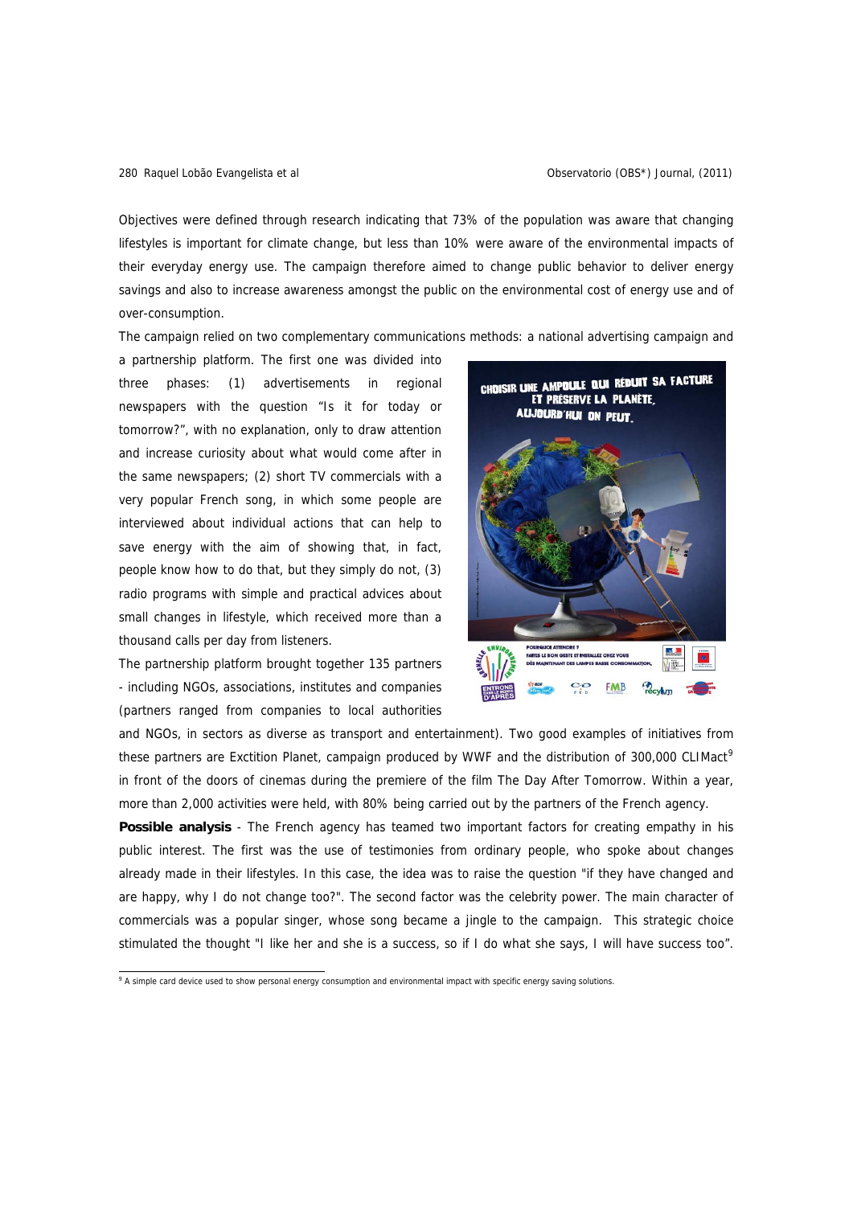Objectives were defined through research indicating that 73% of the population was aware that changing lifestyles is important for climate change, but less than 10% were aware of the environmental impacts of their everyday energy use. The campaign therefore aimed to change public behavior to deliver energy savings and also to increase awareness amongst the public on the environmental cost of energy use and of over-consumption.

The campaign relied on two complementary communications methods: a national advertising campaign and a partnership platform. The first one was divided into three phases: (1) advertisements in regional newspapers with the question "Is it for today or tomorrow?", with no explanation, only to draw attention and increase curiosity about what would come after in the same newspapers; (2) short TV commercials with a very popular French song, in which some people are interviewed about individual actions that can help to save energy with the aim of showing that, in fact, people know how to do that, but they simply do not, (3) radio programs with simple and practical advices about small changes in lifestyle, which received more than a thousand calls per day from listeners.

The partnership platform brought together 135 partners - including NGOs, associations, institutes and companies (partners ranged from companies to local authorities and NGOs, in sectors as diverse as transport and entertainment). Two good examples of initiatives from these partners are Exctition Planet, campaign produced by WWF and the distribution of 300,000 CLIMact[9] in front of the doors of cinemas during the premiere of the film The Day After Tomorrow. Within a year, more than 2,000 activities were held, with 80% being carried out by the partners of the French agency.

**Possible analysis** - The French agency has teamed two important factors for creating empathy in his public interest. The first was the use of testimonies from ordinary people, who spoke about changes already made in their lifestyles. In this case, the idea was to raise the question "if they have changed and are happy, why I do not change too?". The second factor was the celebrity power. The main character of commercials was a popular singer, whose song became a jingle to the campaign. This strategic choice stimulated the thought "I like her and she is a success, so if I do what she says, I will have success too".

[9] A simple card device used to show personal energy consumption and environmental impact with specific energy saving solutions.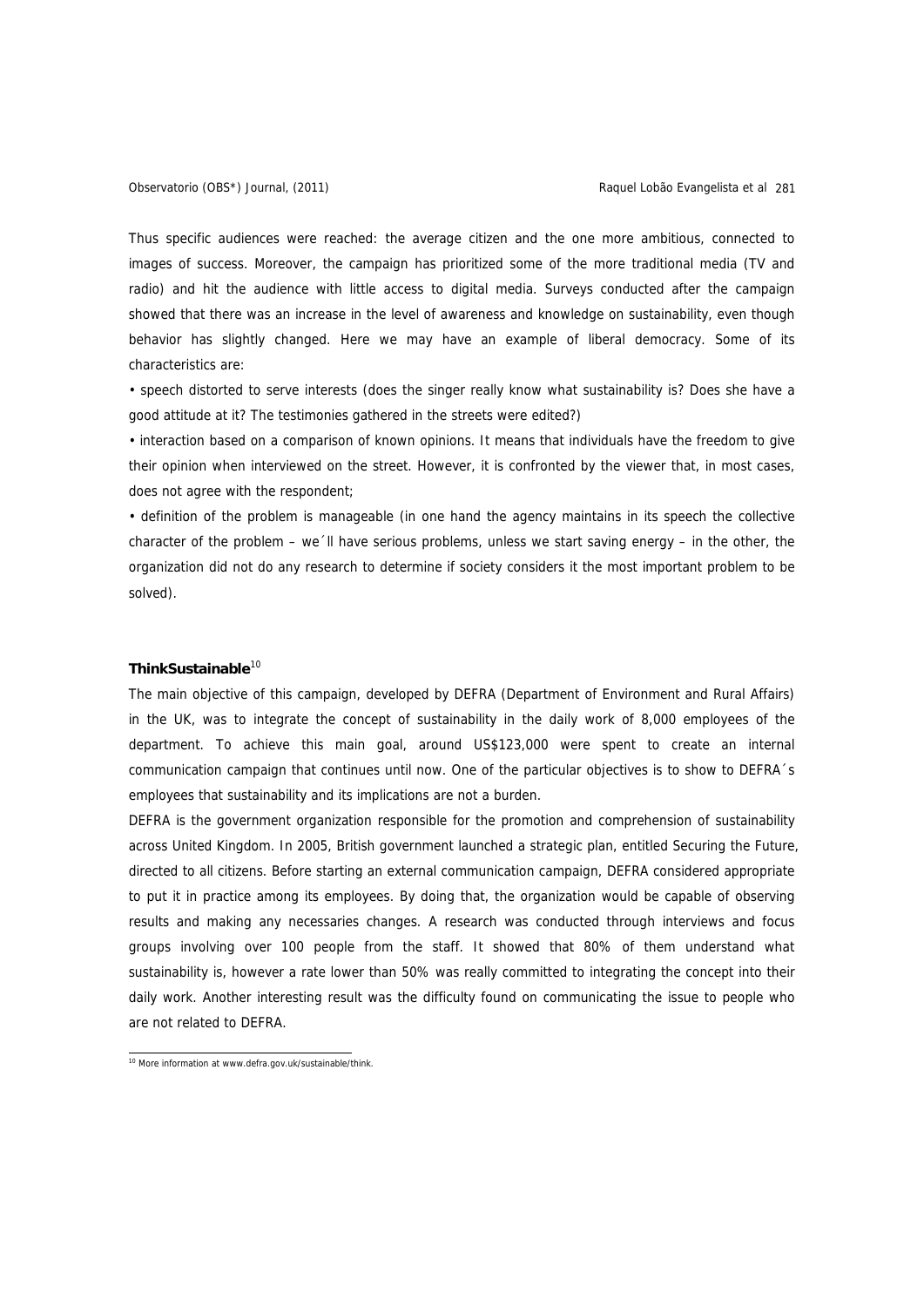Thus specific audiences were reached: the average citizen and the one more ambitious, connected to images of success. Moreover, the campaign has prioritized some of the more traditional media (TV and radio) and hit the audience with little access to digital media. Surveys conducted after the campaign showed that there was an increase in the level of awareness and knowledge on sustainability, even though behavior has slightly changed. Here we may have an example of liberal democracy. Some of its characteristics are:

- speech distorted to serve interests (does the singer really know what sustainability is? Does she have a good attitude at it? The testimonies gathered in the streets were edited?)
- interaction based on a comparison of known opinions. It means that individuals have the freedom to give their opinion when interviewed on the street. However, it is confronted by the viewer that, in most cases, does not agree with the respondent;
- definition of the problem is manageable (in one hand the agency maintains in its speech the collective character of the problem – we´ll have serious problems, unless we start saving energy – in the other, the organization did not do any research to determine if society considers it the most important problem to be solved).

**ThinkSustainable**[10]

The main objective of this campaign, developed by DEFRA (Department of Environment and Rural Affairs) in the UK, was to integrate the concept of sustainability in the daily work of 8,000 employees of the department. To achieve this main goal, around US$123,000 were spent to create an internal communication campaign that continues until now. One of the particular objectives is to show to DEFRA´s employees that sustainability and its implications are not a burden.

DEFRA is the government organization responsible for the promotion and comprehension of sustainability across United Kingdom. In 2005, British government launched a strategic plan, entitled Securing the Future, directed to all citizens. Before starting an external communication campaign, DEFRA considered appropriate to put it in practice among its employees. By doing that, the organization would be capable of observing results and making any necessaries changes. A research was conducted through interviews and focus groups involving over 100 people from the staff. It showed that 80% of them understand what sustainability is, however a rate lower than 50% was really committed to integrating the concept into their daily work. Another interesting result was the difficulty found on communicating the issue to people who are not related to DEFRA.

[10] More information at www.defra.gov.uk/sustainable/think.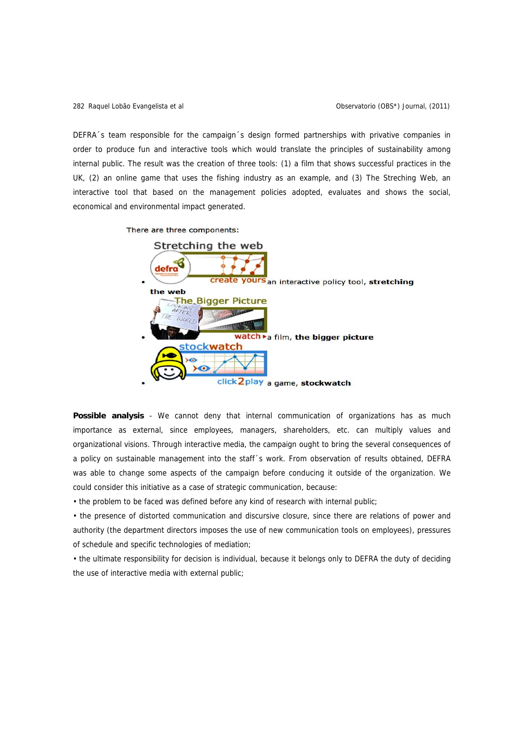DEFRA´s team responsible for the campaign´s design formed partnerships with privative companies in order to produce fun and interactive tools which would translate the principles of sustainability among internal public. The result was the creation of three tools: (1) a film that shows successful practices in the UK, (2) an online game that uses the fishing industry as an example, and (3) The Streching Web, an interactive tool that based on the management policies adopted, evaluates and shows the social, economical and environmental impact generated.

There are three components:

- create yours an interactive policy tool, **stretching the web**
- watch ▸ a film, **the bigger picture**
- click2play a game, **stockwatch**

**Possible analysis** - We cannot deny that internal communication of organizations has as much importance as external, since employees, managers, shareholders, etc. can multiply values and organizational visions. Through interactive media, the campaign ought to bring the several consequences of a policy on sustainable management into the staff´s work. From observation of results obtained, DEFRA was able to change some aspects of the campaign before conducing it outside of the organization. We could consider this initiative as a case of strategic communication, because:

- the problem to be faced was defined before any kind of research with internal public;
- the presence of distorted communication and discursive closure, since there are relations of power and authority (the department directors imposes the use of new communication tools on employees), pressures of schedule and specific technologies of mediation;
- the ultimate responsibility for decision is individual, because it belongs only to DEFRA the duty of deciding the use of interactive media with external public;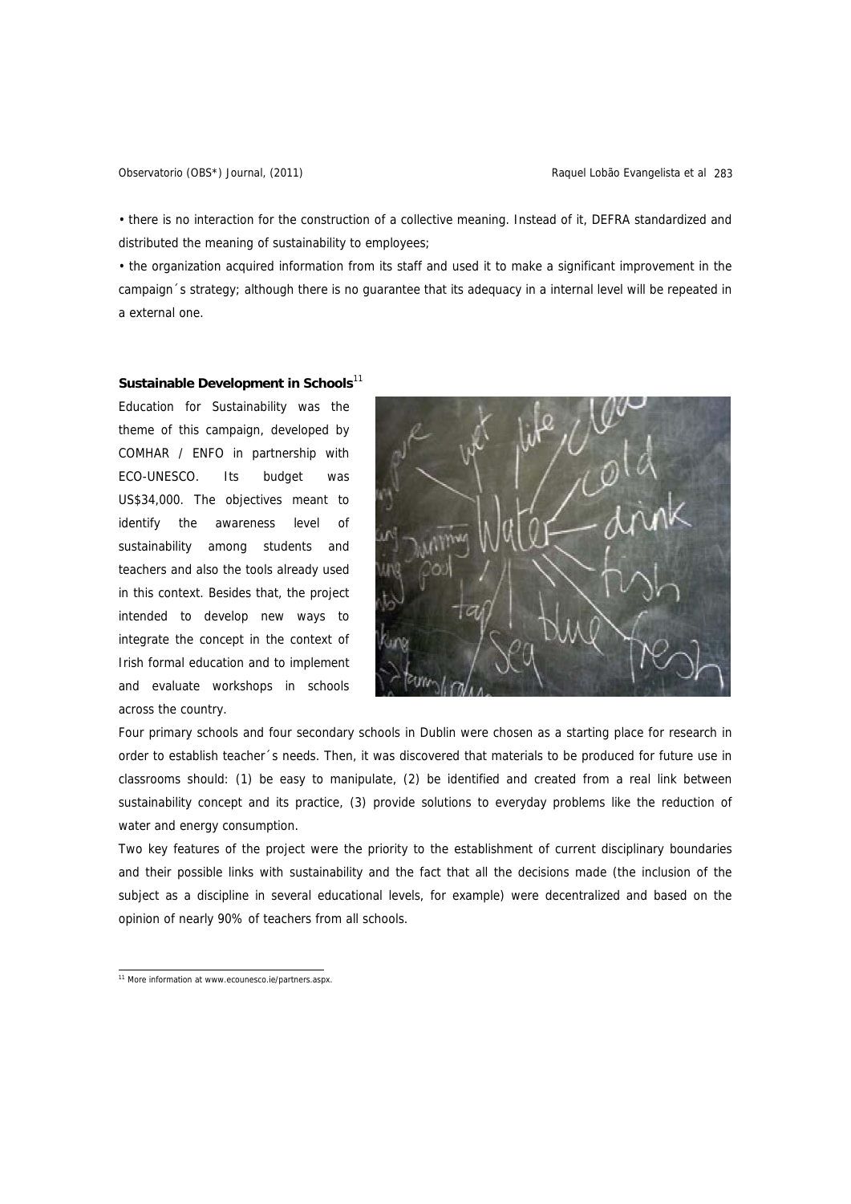• there is no interaction for the construction of a collective meaning. Instead of it, DEFRA standardized and distributed the meaning of sustainability to employees;

• the organization acquired information from its staff and used it to make a significant improvement in the campaign´s strategy; although there is no guarantee that its adequacy in a internal level will be repeated in a external one.

**Sustainable Development in Schools**[11]

Education for Sustainability was the theme of this campaign, developed by COMHAR / ENFO in partnership with ECO-UNESCO. Its budget was US$34,000. The objectives meant to identify the awareness level of sustainability among students and teachers and also the tools already used in this context. Besides that, the project intended to develop new ways to integrate the concept in the context of Irish formal education and to implement and evaluate workshops in schools across the country.

Four primary schools and four secondary schools in Dublin were chosen as a starting place for research in order to establish teacher´s needs. Then, it was discovered that materials to be produced for future use in classrooms should: (1) be easy to manipulate, (2) be identified and created from a real link between sustainability concept and its practice, (3) provide solutions to everyday problems like the reduction of water and energy consumption.

Two key features of the project were the priority to the establishment of current disciplinary boundaries and their possible links with sustainability and the fact that all the decisions made (the inclusion of the subject as a discipline in several educational levels, for example) were decentralized and based on the opinion of nearly 90% of teachers from all schools.

[11] More information at www.ecounesco.ie/partners.aspx.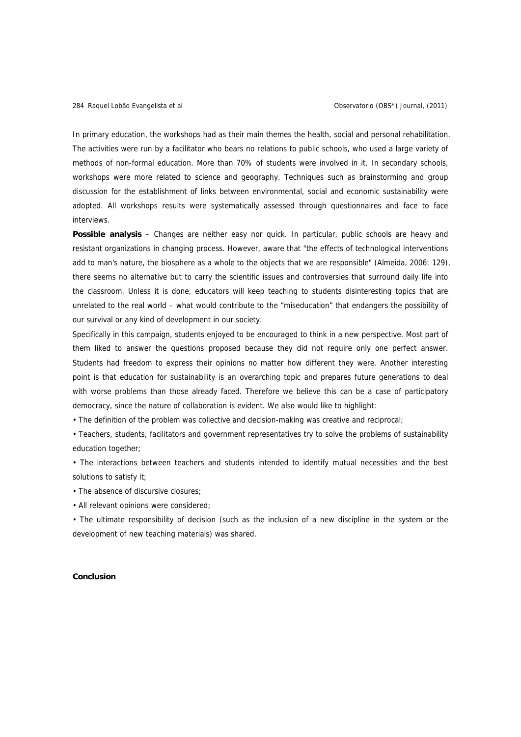In primary education, the workshops had as their main themes the health, social and personal rehabilitation. The activities were run by a facilitator who bears no relations to public schools, who used a large variety of methods of non-formal education. More than 70% of students were involved in it. In secondary schools, workshops were more related to science and geography. Techniques such as brainstorming and group discussion for the establishment of links between environmental, social and economic sustainability were adopted. All workshops results were systematically assessed through questionnaires and face to face interviews.

**Possible analysis** – Changes are neither easy nor quick. In particular, public schools are heavy and resistant organizations in changing process. However, aware that "the effects of technological interventions add to man's nature, the biosphere as a whole to the objects that we are responsible" (Almeida, 2006: 129), there seems no alternative but to carry the scientific issues and controversies that surround daily life into the classroom. Unless it is done, educators will keep teaching to students disinteresting topics that are unrelated to the real world – what would contribute to the "miseducation" that endangers the possibility of our survival or any kind of development in our society.

Specifically in this campaign, students enjoyed to be encouraged to think in a new perspective. Most part of them liked to answer the questions proposed because they did not require only one perfect answer. Students had freedom to express their opinions no matter how different they were. Another interesting point is that education for sustainability is an overarching topic and prepares future generations to deal with worse problems than those already faced. Therefore we believe this can be a case of participatory democracy, since the nature of collaboration is evident. We also would like to highlight:

- The definition of the problem was collective and decision-making was creative and reciprocal;
- Teachers, students, facilitators and government representatives try to solve the problems of sustainability education together;
- The interactions between teachers and students intended to identify mutual necessities and the best solutions to satisfy it;
- The absence of discursive closures;
- All relevant opinions were considered;
- The ultimate responsibility of decision (such as the inclusion of a new discipline in the system or the development of new teaching materials) was shared.

## Conclusion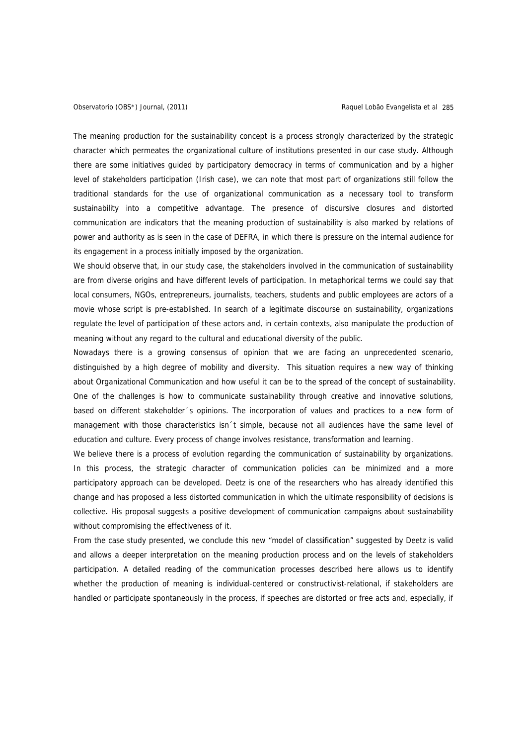The meaning production for the sustainability concept is a process strongly characterized by the strategic character which permeates the organizational culture of institutions presented in our case study. Although there are some initiatives guided by participatory democracy in terms of communication and by a higher level of stakeholders participation (Irish case), we can note that most part of organizations still follow the traditional standards for the use of organizational communication as a necessary tool to transform sustainability into a competitive advantage. The presence of discursive closures and distorted communication are indicators that the meaning production of sustainability is also marked by relations of power and authority as is seen in the case of DEFRA, in which there is pressure on the internal audience for its engagement in a process initially imposed by the organization.

We should observe that, in our study case, the stakeholders involved in the communication of sustainability are from diverse origins and have different levels of participation. In metaphorical terms we could say that local consumers, NGOs, entrepreneurs, journalists, teachers, students and public employees are actors of a movie whose script is pre-established. In search of a legitimate discourse on sustainability, organizations regulate the level of participation of these actors and, in certain contexts, also manipulate the production of meaning without any regard to the cultural and educational diversity of the public.

Nowadays there is a growing consensus of opinion that we are facing an unprecedented scenario, distinguished by a high degree of mobility and diversity. This situation requires a new way of thinking about Organizational Communication and how useful it can be to the spread of the concept of sustainability. One of the challenges is how to communicate sustainability through creative and innovative solutions, based on different stakeholder´s opinions. The incorporation of values and practices to a new form of management with those characteristics isn´t simple, because not all audiences have the same level of education and culture. Every process of change involves resistance, transformation and learning.

We believe there is a process of evolution regarding the communication of sustainability by organizations. In this process, the strategic character of communication policies can be minimized and a more participatory approach can be developed. Deetz is one of the researchers who has already identified this change and has proposed a less distorted communication in which the ultimate responsibility of decisions is collective. His proposal suggests a positive development of communication campaigns about sustainability without compromising the effectiveness of it.

From the case study presented, we conclude this new "model of classification" suggested by Deetz is valid and allows a deeper interpretation on the meaning production process and on the levels of stakeholders participation. A detailed reading of the communication processes described here allows us to identify whether the production of meaning is individual-centered or constructivist-relational, if stakeholders are handled or participate spontaneously in the process, if speeches are distorted or free acts and, especially, if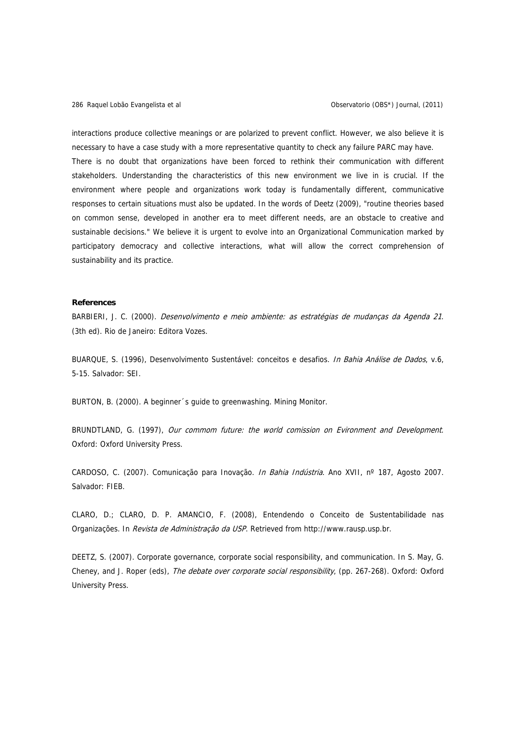interactions produce collective meanings or are polarized to prevent conflict. However, we also believe it is necessary to have a case study with a more representative quantity to check any failure PARC may have.

There is no doubt that organizations have been forced to rethink their communication with different stakeholders. Understanding the characteristics of this new environment we live in is crucial. If the environment where people and organizations work today is fundamentally different, communicative responses to certain situations must also be updated. In the words of Deetz (2009), "routine theories based on common sense, developed in another era to meet different needs, are an obstacle to creative and sustainable decisions." We believe it is urgent to evolve into an Organizational Communication marked by participatory democracy and collective interactions, what will allow the correct comprehension of sustainability and its practice.

**References**

BARBIERI, J. C. (2000). *Desenvolvimento e meio ambiente: as estratégias de mudanças da Agenda 21*. (3th ed). Rio de Janeiro: Editora Vozes.

BUARQUE, S. (1996), Desenvolvimento Sustentável: conceitos e desafios. *In Bahia Análise de Dados*, v.6, 5-15. Salvador: SEI.

BURTON, B. (2000). A beginner´s guide to greenwashing. Mining Monitor.

BRUNDTLAND, G. (1997), *Our commom future: the world comission on Evironment and Development*. Oxford: Oxford University Press.

CARDOSO, C. (2007). Comunicação para Inovação. *In Bahia Indústria*. Ano XVII, nº 187, Agosto 2007. Salvador: FIEB.

CLARO, D.; CLARO, D. P. AMANCIO, F. (2008), Entendendo o Conceito de Sustentabilidade nas Organizações. In *Revista de Administração da USP*. Retrieved from http://www.rausp.usp.br.

DEETZ, S. (2007). Corporate governance, corporate social responsibility, and communication. In S. May, G. Cheney, and J. Roper (eds), *The debate over corporate social responsibility*, (pp. 267-268). Oxford: Oxford University Press.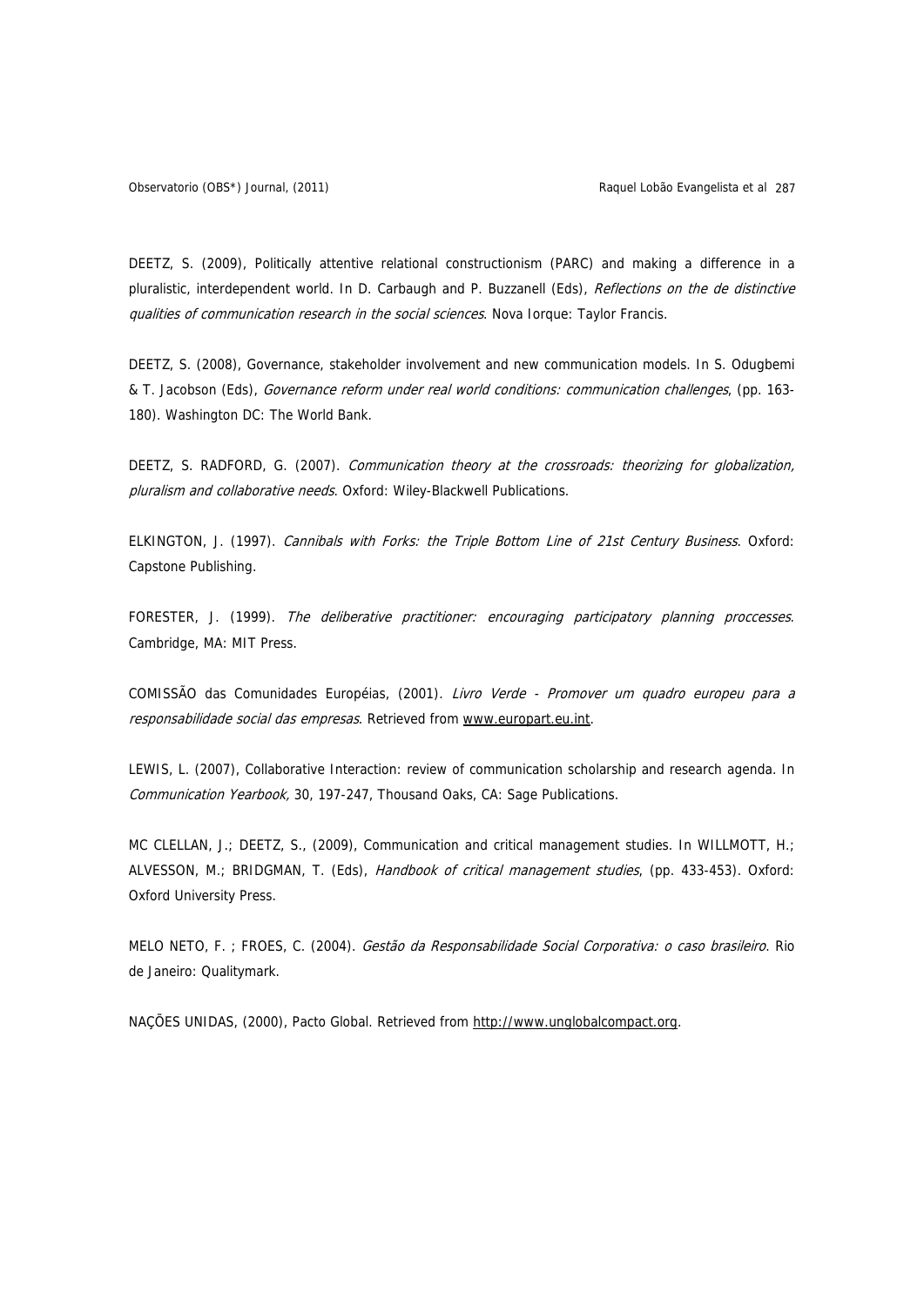DEETZ, S. (2009), Politically attentive relational constructionism (PARC) and making a difference in a pluralistic, interdependent world. In D. Carbaugh and P. Buzzanell (Eds), *Reflections on the de distinctive qualities of communication research in the social sciences*. Nova Iorque: Taylor Francis.

DEETZ, S. (2008), Governance, stakeholder involvement and new communication models. In S. Odugbemi & T. Jacobson (Eds), *Governance reform under real world conditions: communication challenges*, (pp. 163-180). Washington DC: The World Bank.

DEETZ, S. RADFORD, G. (2007). *Communication theory at the crossroads: theorizing for globalization, pluralism and collaborative needs*. Oxford: Wiley-Blackwell Publications.

ELKINGTON, J. (1997). *Cannibals with Forks: the Triple Bottom Line of 21st Century Business*. Oxford: Capstone Publishing.

FORESTER, J. (1999). *The deliberative practitioner: encouraging participatory planning proccesses*. Cambridge, MA: MIT Press.

COMISSÃO das Comunidades Européias, (2001). *Livro Verde - Promover um quadro europeu para a responsabilidade social das empresas*. Retrieved from www.europart.eu.int.

LEWIS, L. (2007), Collaborative Interaction: review of communication scholarship and research agenda. In *Communication Yearbook,* 30, 197-247, Thousand Oaks, CA: Sage Publications.

MC CLELLAN, J.; DEETZ, S., (2009), Communication and critical management studies. In WILLMOTT, H.; ALVESSON, M.; BRIDGMAN, T. (Eds), *Handbook of critical management studies*, (pp. 433-453). Oxford: Oxford University Press.

MELO NETO, F. ; FROES, C. (2004). *Gestão da Responsabilidade Social Corporativa: o caso brasileiro*. Rio de Janeiro: Qualitymark.

NAÇÕES UNIDAS, (2000), Pacto Global. Retrieved from http://www.unglobalcompact.org.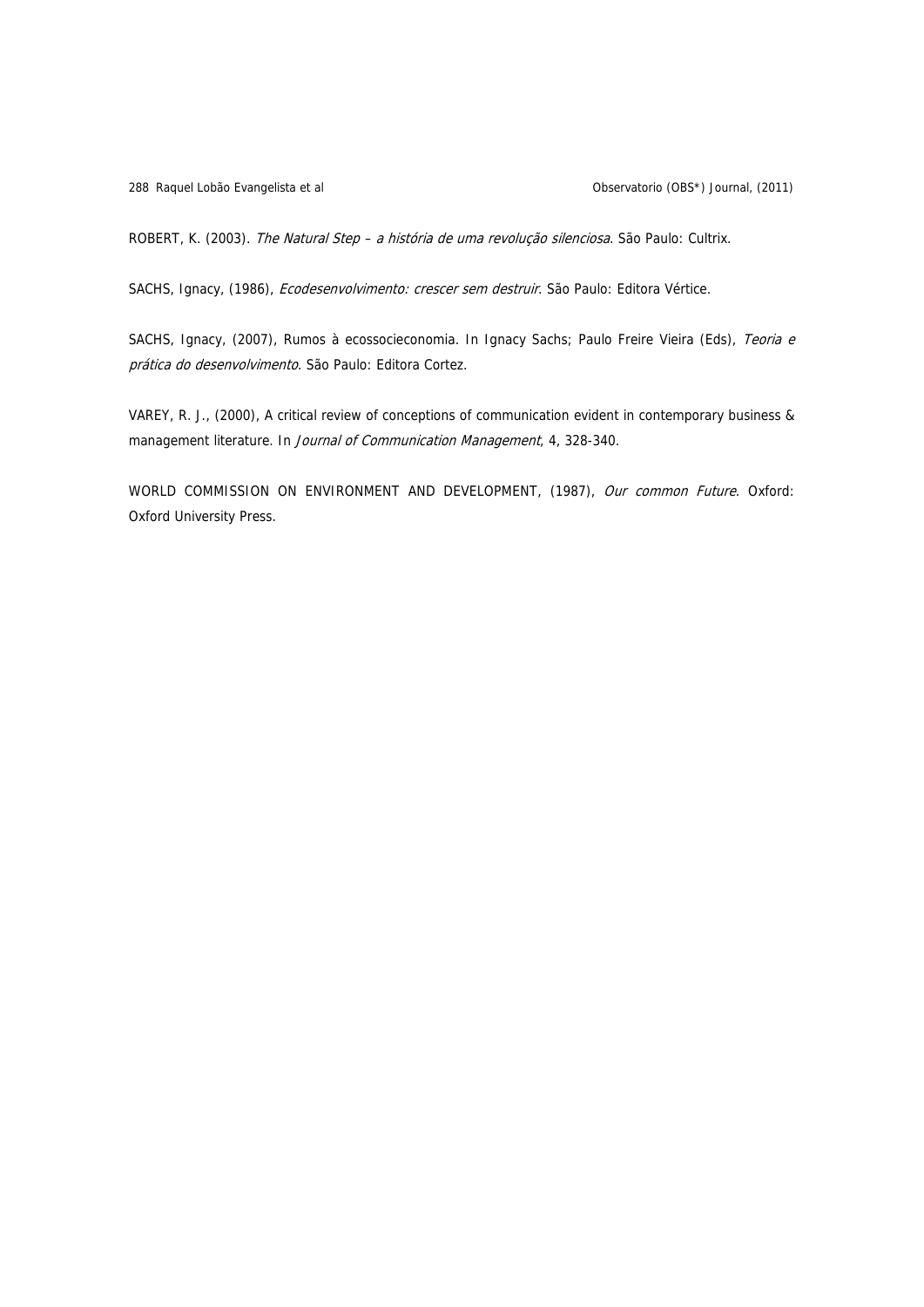ROBERT, K. (2003). *The Natural Step – a história de uma revolução silenciosa*. São Paulo: Cultrix.

SACHS, Ignacy, (1986), *Ecodesenvolvimento: crescer sem destruir*. São Paulo: Editora Vértice.

SACHS, Ignacy, (2007), Rumos à ecossocieconomia. In Ignacy Sachs; Paulo Freire Vieira (Eds), *Teoria e prática do desenvolvimento*. São Paulo: Editora Cortez.

VAREY, R. J., (2000), A critical review of conceptions of communication evident in contemporary business & management literature. In *Journal of Communication Management*, 4, 328-340.

WORLD COMMISSION ON ENVIRONMENT AND DEVELOPMENT, (1987), *Our common Future*. Oxford: Oxford University Press.